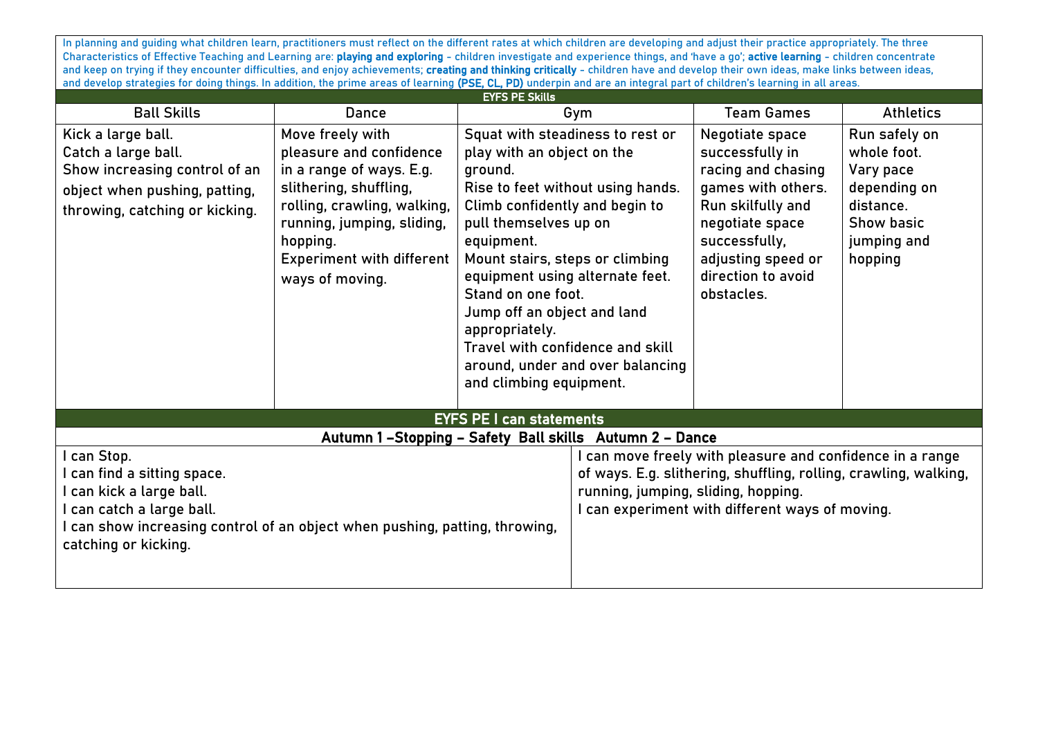In planning and guiding what children learn, practitioners must reflect on the different rates at which children are developing and adjust their practice appropriately. The three Characteristics of Effective Teaching and Learning are: **playing and exploring** - children investigate and experience things, and 'have a go'; **active learning** - children concentrate and keep on trying if they encounter difficulties, and enjoy achievements; **creating and thinking critically** - children have and develop their own ideas, make links between ideas, and develop strategies for doing things. In addition, the prime areas of learning **(PSE, CL, PD)** underpin and are an integral part of children's learning in all areas.

## EYFS PE Skills

| Ball Skills | Dance | Gym | Team Games | Athletics |
|---|---|---|---|---|
| Kick a large ball.<br>Catch a large ball.<br>Show increasing control of an object when pushing, patting, throwing, catching or kicking. | Move freely with pleasure and confidence in a range of ways. E.g. slithering, shuffling, rolling, crawling, walking, running, jumping, sliding, hopping.<br>Experiment with different ways of moving. | Squat with steadiness to rest or play with an object on the ground.<br>Rise to feet without using hands.<br>Climb confidently and begin to pull themselves up on equipment.<br>Mount stairs, steps or climbing equipment using alternate feet.<br>Stand on one foot.<br>Jump off an object and land appropriately.<br>Travel with confidence and skill around, under and over balancing and climbing equipment. | Negotiate space successfully in racing and chasing games with others.<br>Run skilfully and negotiate space successfully, adjusting speed or direction to avoid obstacles. | Run safely on whole foot.<br>Vary pace depending on distance.<br>Show basic jumping and hopping |

## EYFS PE I can statements

| Autumn 1 –Stopping – Safety Ball skills | Autumn 2 – Dance |
|---|---|
| I can Stop.<br>I can find a sitting space.<br>I can kick a large ball.<br>I can catch a large ball.<br>I can show increasing control of an object when pushing, patting, throwing, catching or kicking. | I can move freely with pleasure and confidence in a range of ways. E.g. slithering, shuffling, rolling, crawling, walking, running, jumping, sliding, hopping.<br>I can experiment with different ways of moving. |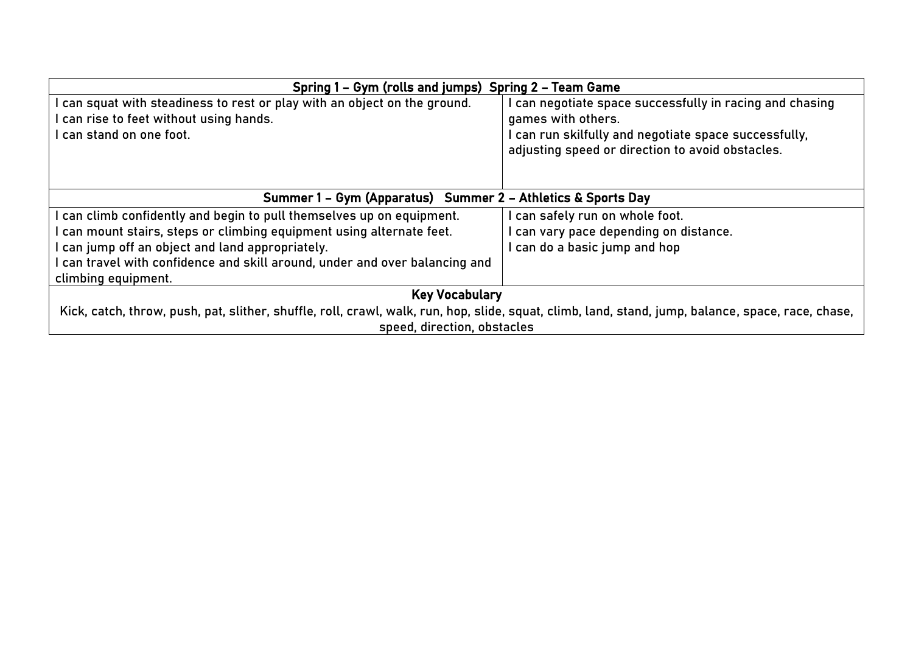| Spring 1 – Gym (rolls and jumps) | Spring 2 – Team Game |
|---|---|
| I can squat with steadiness to rest or play with an object on the ground.<br>I can rise to feet without using hands.<br>I can stand on one foot. | I can negotiate space successfully in racing and chasing games with others.<br>I can run skilfully and negotiate space successfully, adjusting speed or direction to avoid obstacles. |
| **Summer 1 – Gym (Apparatus)** | **Summer 2 – Athletics & Sports Day** |
| I can climb confidently and begin to pull themselves up on equipment.<br>I can mount stairs, steps or climbing equipment using alternate feet.<br>I can jump off an object and land appropriately.<br>I can travel with confidence and skill around, under and over balancing and climbing equipment. | I can safely run on whole foot.<br>I can vary pace depending on distance.<br>I can do a basic jump and hop |
| **Key Vocabulary** | |
| Kick, catch, throw, push, pat, slither, shuffle, roll, crawl, walk, run, hop, slide, squat, climb, land, stand, jump, balance, space, race, chase, speed, direction, obstacles | |